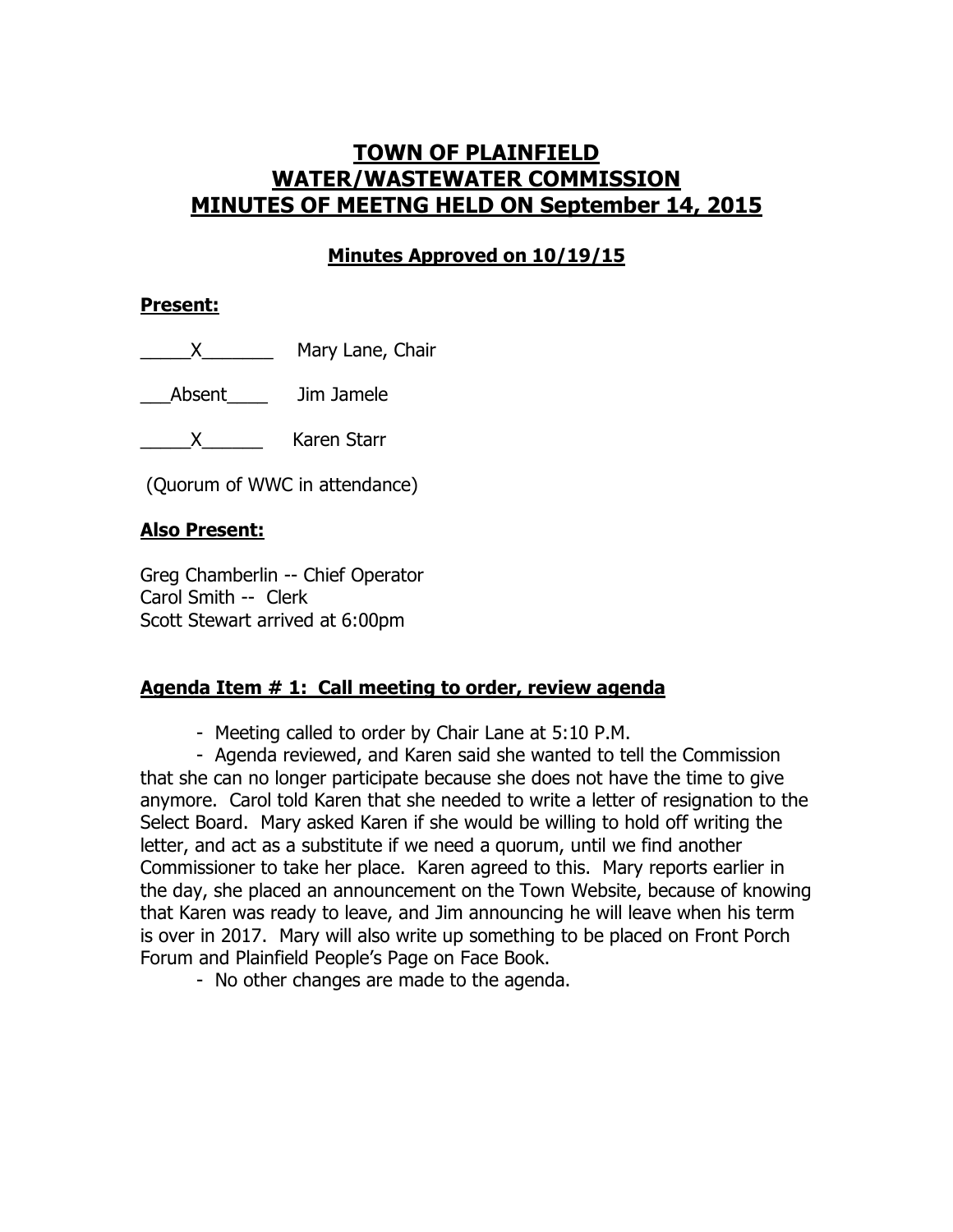# TOWN OF PLAINFIELD
# WATER/WASTEWATER COMMISSION
# MINUTES OF MEETNG HELD ON September 14, 2015

**Minutes Approved on 10/19/15**

**Present:**

_____X_______ Mary Lane, Chair

___Absent____ Jim Jamele

_____X______ Karen Starr

(Quorum of WWC in attendance)

**Also Present:**

Greg Chamberlin -- Chief Operator
Carol Smith -- Clerk
Scott Stewart arrived at 6:00pm

**Agenda Item # 1: Call meeting to order, review agenda**

- Meeting called to order by Chair Lane at 5:10 P.M.
- Agenda reviewed, and Karen said she wanted to tell the Commission that she can no longer participate because she does not have the time to give anymore. Carol told Karen that she needed to write a letter of resignation to the Select Board. Mary asked Karen if she would be willing to hold off writing the letter, and act as a substitute if we need a quorum, until we find another Commissioner to take her place. Karen agreed to this. Mary reports earlier in the day, she placed an announcement on the Town Website, because of knowing that Karen was ready to leave, and Jim announcing he will leave when his term is over in 2017. Mary will also write up something to be placed on Front Porch Forum and Plainfield People's Page on Face Book.
- No other changes are made to the agenda.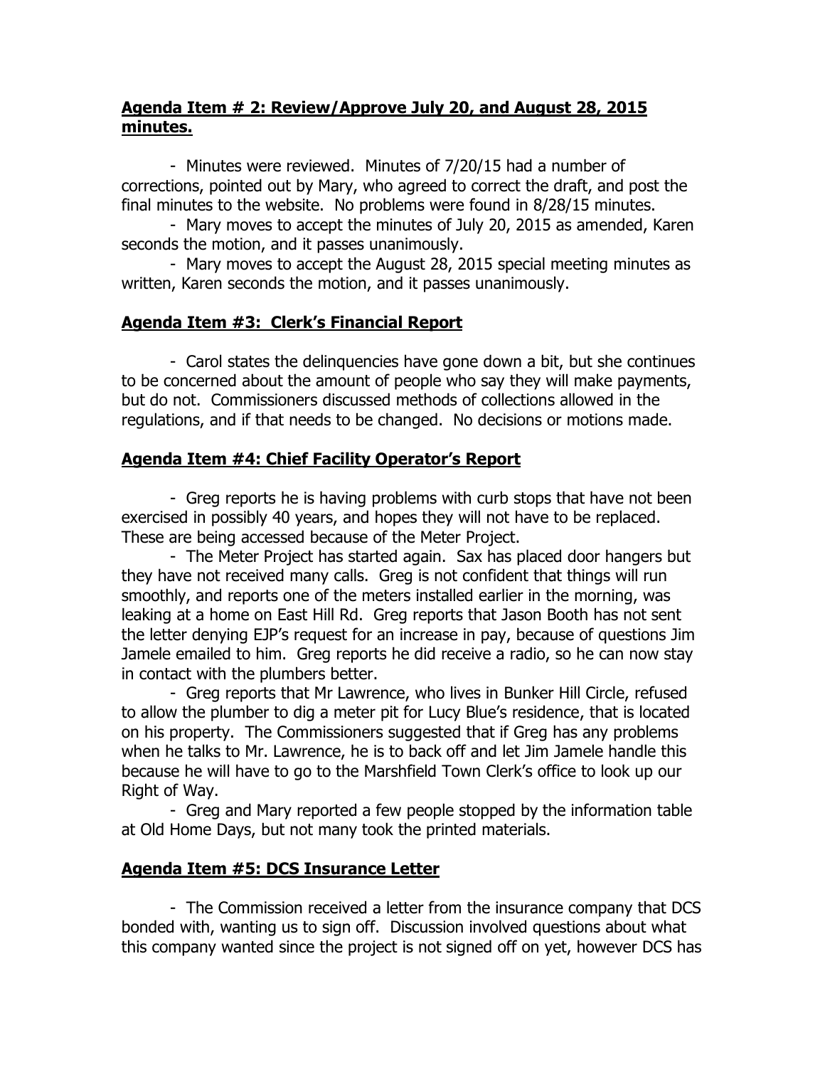**Agenda Item # 2: Review/Approve July 20, and August 28, 2015 minutes.**

- Minutes were reviewed. Minutes of 7/20/15 had a number of corrections, pointed out by Mary, who agreed to correct the draft, and post the final minutes to the website. No problems were found in 8/28/15 minutes.
- Mary moves to accept the minutes of July 20, 2015 as amended, Karen seconds the motion, and it passes unanimously.
- Mary moves to accept the August 28, 2015 special meeting minutes as written, Karen seconds the motion, and it passes unanimously.

**Agenda Item #3: Clerk's Financial Report**

- Carol states the delinquencies have gone down a bit, but she continues to be concerned about the amount of people who say they will make payments, but do not. Commissioners discussed methods of collections allowed in the regulations, and if that needs to be changed. No decisions or motions made.

**Agenda Item #4: Chief Facility Operator's Report**

- Greg reports he is having problems with curb stops that have not been exercised in possibly 40 years, and hopes they will not have to be replaced. These are being accessed because of the Meter Project.
- The Meter Project has started again. Sax has placed door hangers but they have not received many calls. Greg is not confident that things will run smoothly, and reports one of the meters installed earlier in the morning, was leaking at a home on East Hill Rd. Greg reports that Jason Booth has not sent the letter denying EJP's request for an increase in pay, because of questions Jim Jamele emailed to him. Greg reports he did receive a radio, so he can now stay in contact with the plumbers better.
- Greg reports that Mr Lawrence, who lives in Bunker Hill Circle, refused to allow the plumber to dig a meter pit for Lucy Blue's residence, that is located on his property. The Commissioners suggested that if Greg has any problems when he talks to Mr. Lawrence, he is to back off and let Jim Jamele handle this because he will have to go to the Marshfield Town Clerk's office to look up our Right of Way.
- Greg and Mary reported a few people stopped by the information table at Old Home Days, but not many took the printed materials.

**Agenda Item #5: DCS Insurance Letter**

- The Commission received a letter from the insurance company that DCS bonded with, wanting us to sign off. Discussion involved questions about what this company wanted since the project is not signed off on yet, however DCS has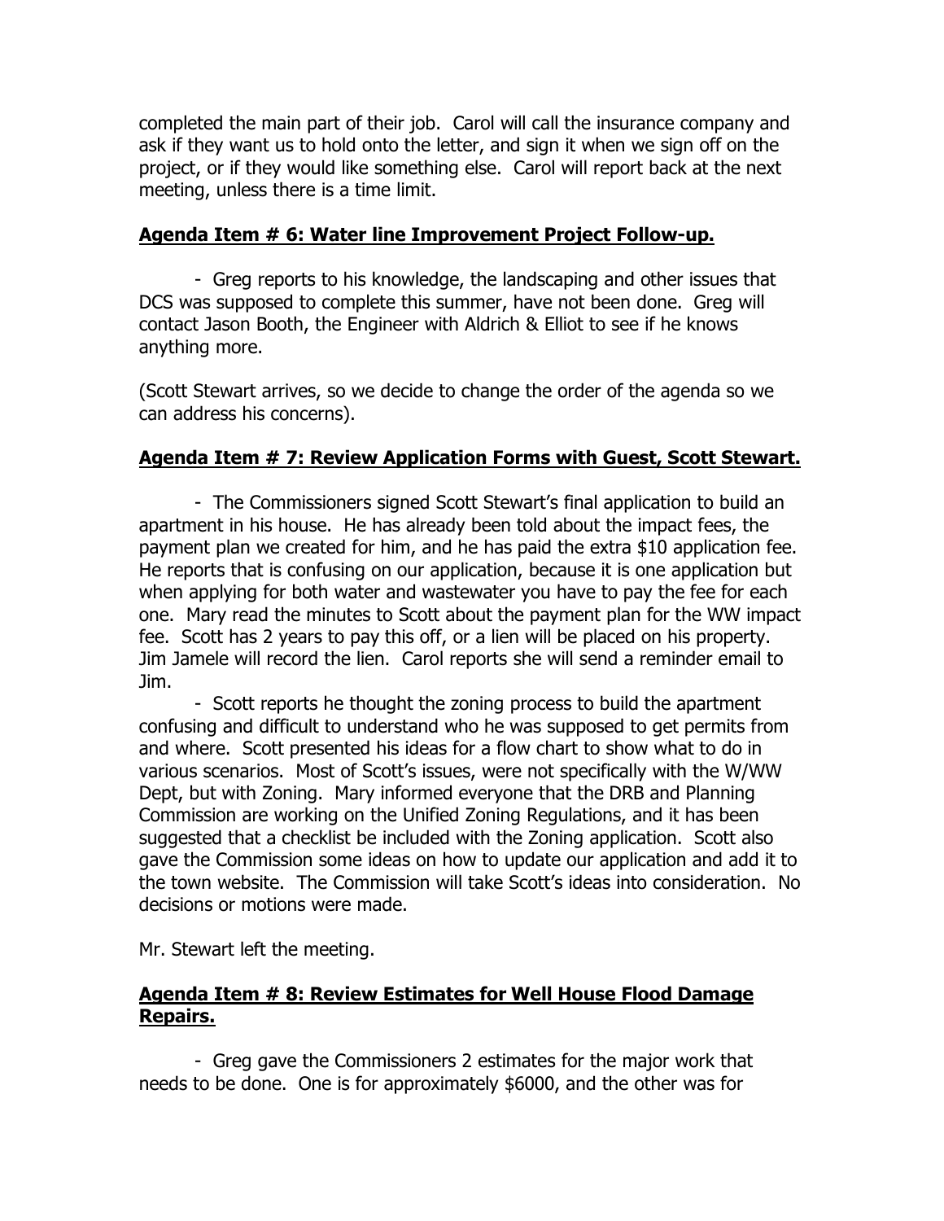completed the main part of their job. Carol will call the insurance company and ask if they want us to hold onto the letter, and sign it when we sign off on the project, or if they would like something else. Carol will report back at the next meeting, unless there is a time limit.

## Agenda Item # 6: Water line Improvement Project Follow-up.

- Greg reports to his knowledge, the landscaping and other issues that DCS was supposed to complete this summer, have not been done. Greg will contact Jason Booth, the Engineer with Aldrich & Elliot to see if he knows anything more.

(Scott Stewart arrives, so we decide to change the order of the agenda so we can address his concerns).

## Agenda Item # 7: Review Application Forms with Guest, Scott Stewart.

- The Commissioners signed Scott Stewart's final application to build an apartment in his house. He has already been told about the impact fees, the payment plan we created for him, and he has paid the extra $10 application fee. He reports that is confusing on our application, because it is one application but when applying for both water and wastewater you have to pay the fee for each one. Mary read the minutes to Scott about the payment plan for the WW impact fee. Scott has 2 years to pay this off, or a lien will be placed on his property. Jim Jamele will record the lien. Carol reports she will send a reminder email to Jim.
- Scott reports he thought the zoning process to build the apartment confusing and difficult to understand who he was supposed to get permits from and where. Scott presented his ideas for a flow chart to show what to do in various scenarios. Most of Scott's issues, were not specifically with the W/WW Dept, but with Zoning. Mary informed everyone that the DRB and Planning Commission are working on the Unified Zoning Regulations, and it has been suggested that a checklist be included with the Zoning application. Scott also gave the Commission some ideas on how to update our application and add it to the town website. The Commission will take Scott's ideas into consideration. No decisions or motions were made.

Mr. Stewart left the meeting.

## Agenda Item # 8: Review Estimates for Well House Flood Damage Repairs.

- Greg gave the Commissioners 2 estimates for the major work that needs to be done. One is for approximately $6000, and the other was for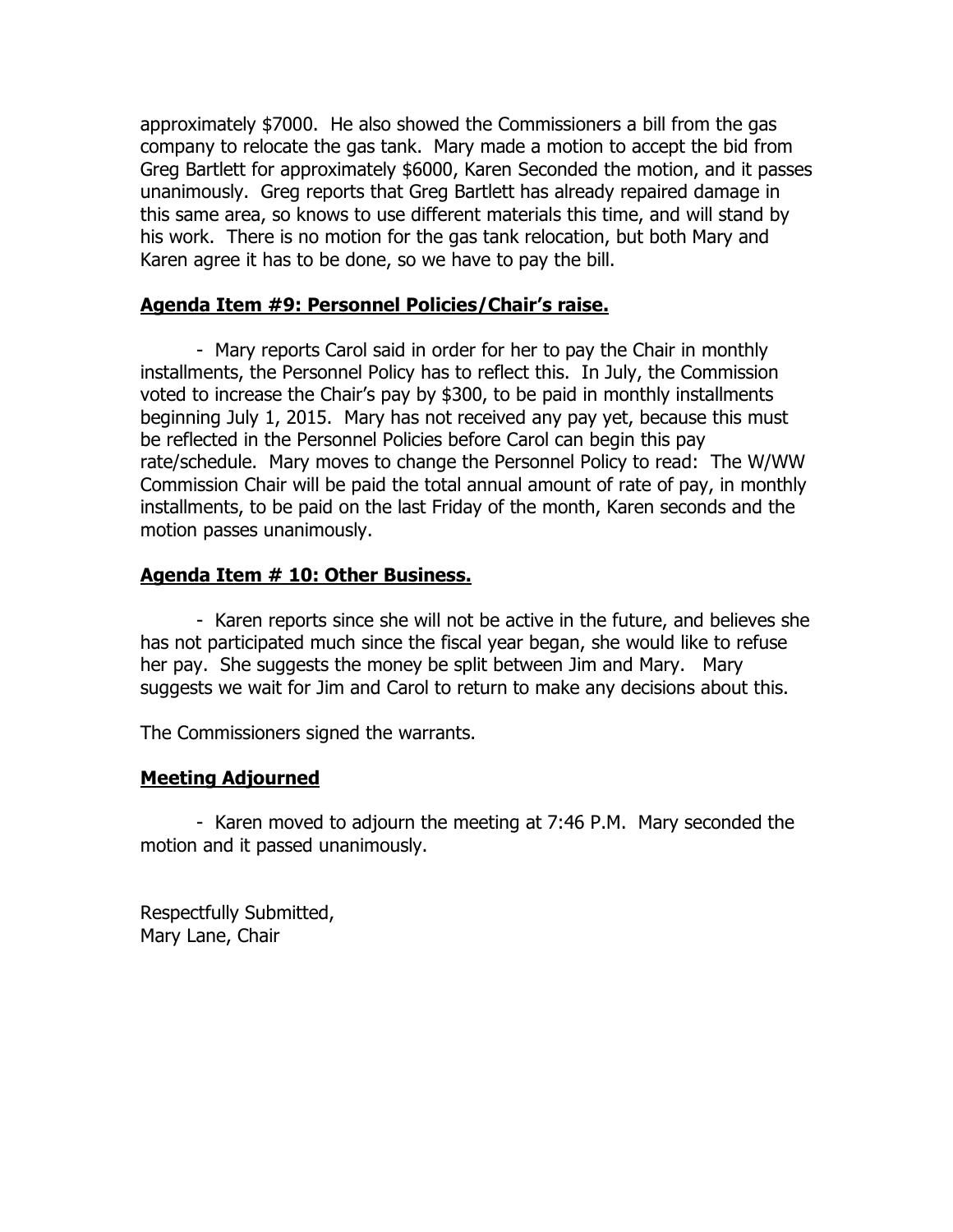approximately $7000. He also showed the Commissioners a bill from the gas company to relocate the gas tank. Mary made a motion to accept the bid from Greg Bartlett for approximately $6000, Karen Seconded the motion, and it passes unanimously. Greg reports that Greg Bartlett has already repaired damage in this same area, so knows to use different materials this time, and will stand by his work. There is no motion for the gas tank relocation, but both Mary and Karen agree it has to be done, so we have to pay the bill.

**Agenda Item #9: Personnel Policies/Chair's raise.**

- Mary reports Carol said in order for her to pay the Chair in monthly installments, the Personnel Policy has to reflect this. In July, the Commission voted to increase the Chair's pay by $300, to be paid in monthly installments beginning July 1, 2015. Mary has not received any pay yet, because this must be reflected in the Personnel Policies before Carol can begin this pay rate/schedule. Mary moves to change the Personnel Policy to read: The W/WW Commission Chair will be paid the total annual amount of rate of pay, in monthly installments, to be paid on the last Friday of the month, Karen seconds and the motion passes unanimously.

**Agenda Item # 10: Other Business.**

- Karen reports since she will not be active in the future, and believes she has not participated much since the fiscal year began, she would like to refuse her pay. She suggests the money be split between Jim and Mary. Mary suggests we wait for Jim and Carol to return to make any decisions about this.

The Commissioners signed the warrants.

**Meeting Adjourned**

- Karen moved to adjourn the meeting at 7:46 P.M. Mary seconded the motion and it passed unanimously.

Respectfully Submitted,
Mary Lane, Chair